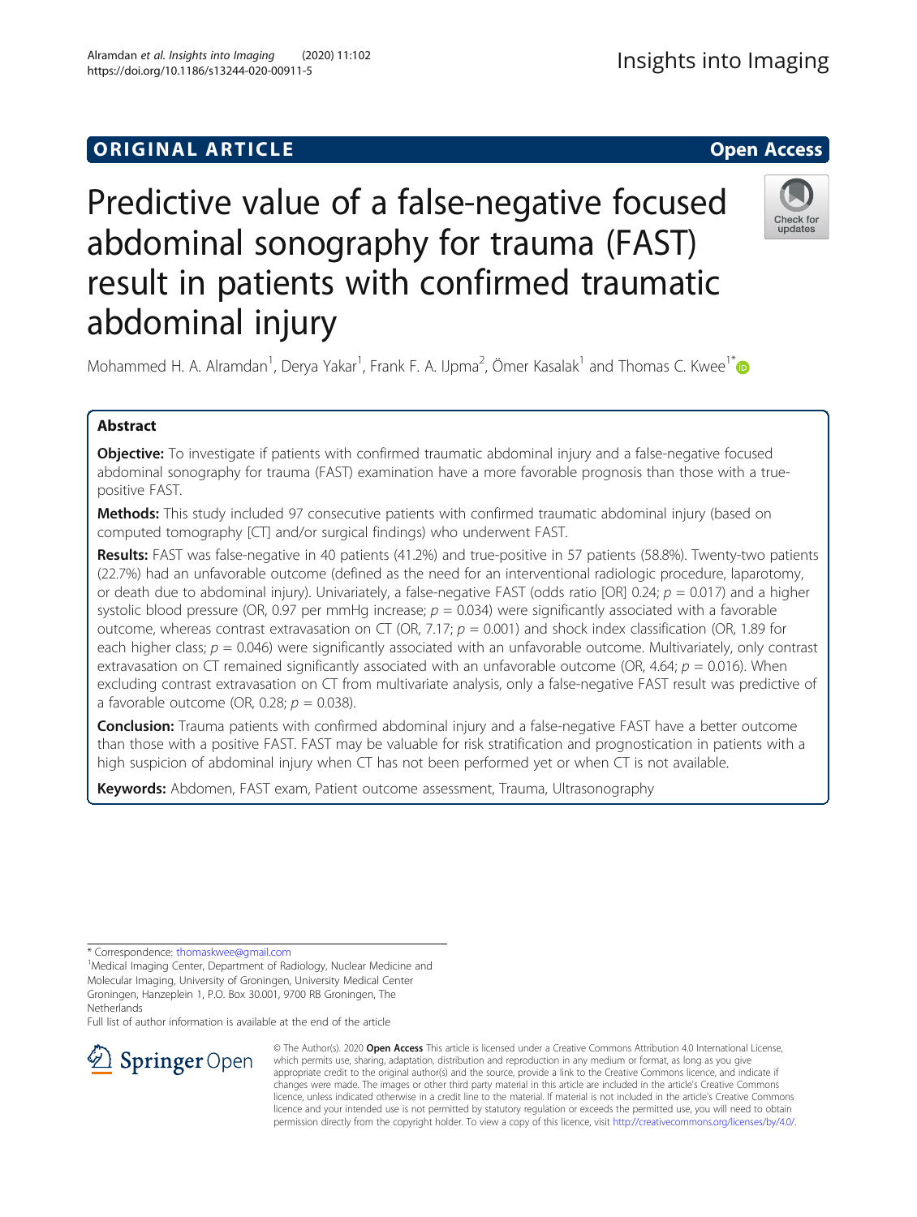ORIGINAL ARTICLE

Open Access

# Predictive value of a false-negative focused abdominal sonography for trauma (FAST) result in patients with confirmed traumatic abdominal injury

Mohammed H. A. Alramdan[1], Derya Yakar[1], Frank F. A. IJpma[2], Ömer Kasalak[1] and Thomas C. Kwee[1*]

## Abstract

**Objective:** To investigate if patients with confirmed traumatic abdominal injury and a false-negative focused abdominal sonography for trauma (FAST) examination have a more favorable prognosis than those with a true-positive FAST.

**Methods:** This study included 97 consecutive patients with confirmed traumatic abdominal injury (based on computed tomography [CT] and/or surgical findings) who underwent FAST.

**Results:** FAST was false-negative in 40 patients (41.2%) and true-positive in 57 patients (58.8%). Twenty-two patients (22.7%) had an unfavorable outcome (defined as the need for an interventional radiologic procedure, laparotomy, or death due to abdominal injury). Univariately, a false-negative FAST (odds ratio [OR] 0.24; $p = 0.017$) and a higher systolic blood pressure (OR, 0.97 per mmHg increase; $p = 0.034$) were significantly associated with a favorable outcome, whereas contrast extravasation on CT (OR, 7.17; $p = 0.001$) and shock index classification (OR, 1.89 for each higher class; $p = 0.046$) were significantly associated with an unfavorable outcome. Multivariately, only contrast extravasation on CT remained significantly associated with an unfavorable outcome (OR, 4.64; $p = 0.016$). When excluding contrast extravasation on CT from multivariate analysis, only a false-negative FAST result was predictive of a favorable outcome (OR, 0.28; $p = 0.038$).

**Conclusion:** Trauma patients with confirmed abdominal injury and a false-negative FAST have a better outcome than those with a positive FAST. FAST may be valuable for risk stratification and prognostication in patients with a high suspicion of abdominal injury when CT has not been performed yet or when CT is not available.

**Keywords:** Abdomen, FAST exam, Patient outcome assessment, Trauma, Ultrasonography

---

\* Correspondence: thomaskwee@gmail.com

[1]Medical Imaging Center, Department of Radiology, Nuclear Medicine and Molecular Imaging, University of Groningen, University Medical Center Groningen, Hanzeplein 1, P.O. Box 30.001, 9700 RB Groningen, The Netherlands

Full list of author information is available at the end of the article

© The Author(s). 2020 **Open Access** This article is licensed under a Creative Commons Attribution 4.0 International License, which permits use, sharing, adaptation, distribution and reproduction in any medium or format, as long as you give appropriate credit to the original author(s) and the source, provide a link to the Creative Commons licence, and indicate if changes were made. The images or other third party material in this article are included in the article's Creative Commons licence, unless indicated otherwise in a credit line to the material. If material is not included in the article's Creative Commons licence and your intended use is not permitted by statutory regulation or exceeds the permitted use, you will need to obtain permission directly from the copyright holder. To view a copy of this licence, visit http://creativecommons.org/licenses/by/4.0/.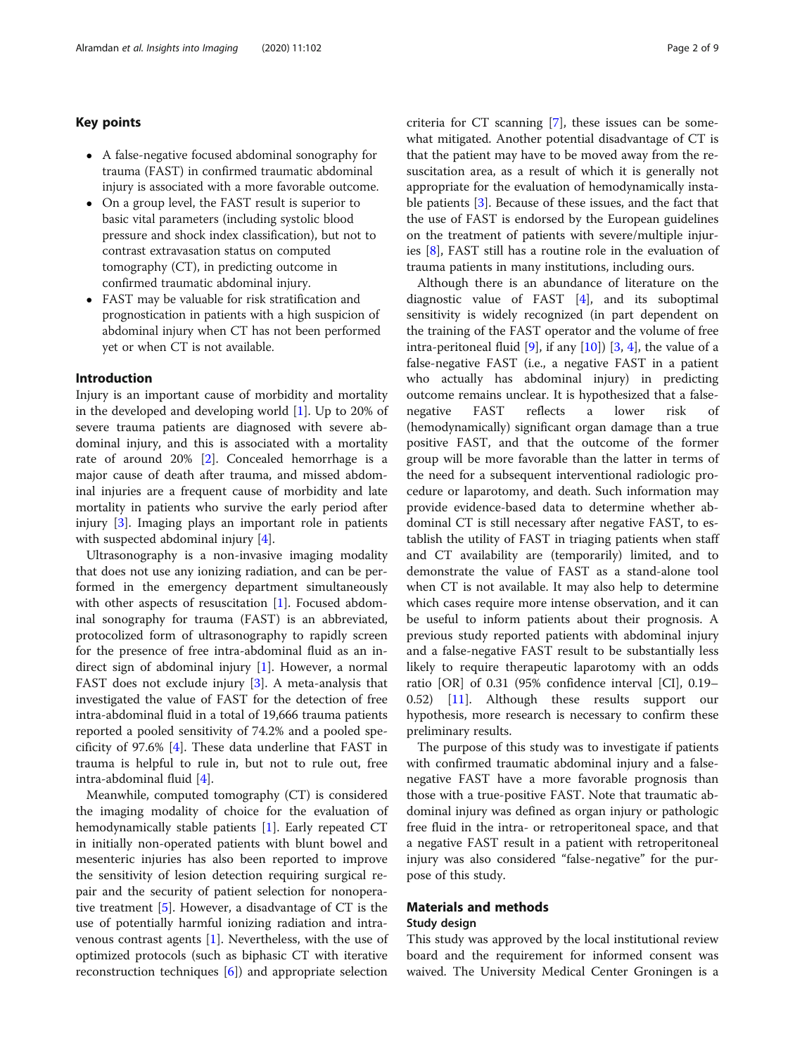## Key points

- A false-negative focused abdominal sonography for trauma (FAST) in confirmed traumatic abdominal injury is associated with a more favorable outcome.
- On a group level, the FAST result is superior to basic vital parameters (including systolic blood pressure and shock index classification), but not to contrast extravasation status on computed tomography (CT), in predicting outcome in confirmed traumatic abdominal injury.
- FAST may be valuable for risk stratification and prognostication in patients with a high suspicion of abdominal injury when CT has not been performed yet or when CT is not available.

## Introduction

Injury is an important cause of morbidity and mortality in the developed and developing world [1]. Up to 20% of severe trauma patients are diagnosed with severe abdominal injury, and this is associated with a mortality rate of around 20% [2]. Concealed hemorrhage is a major cause of death after trauma, and missed abdominal injuries are a frequent cause of morbidity and late mortality in patients who survive the early period after injury [3]. Imaging plays an important role in patients with suspected abdominal injury [4].

Ultrasonography is a non-invasive imaging modality that does not use any ionizing radiation, and can be performed in the emergency department simultaneously with other aspects of resuscitation [1]. Focused abdominal sonography for trauma (FAST) is an abbreviated, protocolized form of ultrasonography to rapidly screen for the presence of free intra-abdominal fluid as an indirect sign of abdominal injury [1]. However, a normal FAST does not exclude injury [3]. A meta-analysis that investigated the value of FAST for the detection of free intra-abdominal fluid in a total of 19,666 trauma patients reported a pooled sensitivity of 74.2% and a pooled specificity of 97.6% [4]. These data underline that FAST in trauma is helpful to rule in, but not to rule out, free intra-abdominal fluid [4].

Meanwhile, computed tomography (CT) is considered the imaging modality of choice for the evaluation of hemodynamically stable patients [1]. Early repeated CT in initially non-operated patients with blunt bowel and mesenteric injuries has also been reported to improve the sensitivity of lesion detection requiring surgical repair and the security of patient selection for nonoperative treatment [5]. However, a disadvantage of CT is the use of potentially harmful ionizing radiation and intravenous contrast agents [1]. Nevertheless, with the use of optimized protocols (such as biphasic CT with iterative reconstruction techniques [6]) and appropriate selection criteria for CT scanning [7], these issues can be somewhat mitigated. Another potential disadvantage of CT is that the patient may have to be moved away from the resuscitation area, as a result of which it is generally not appropriate for the evaluation of hemodynamically unstable patients [3]. Because of these issues, and the fact that the use of FAST is endorsed by the European guidelines on the treatment of patients with severe/multiple injuries [8], FAST still has a routine role in the evaluation of trauma patients in many institutions, including ours.

Although there is an abundance of literature on the diagnostic value of FAST [4], and its suboptimal sensitivity is widely recognized (in part dependent on the training of the FAST operator and the volume of free intra-peritoneal fluid [9], if any [10]) [3, 4], the value of a false-negative FAST (i.e., a negative FAST in a patient who actually has abdominal injury) in predicting outcome remains unclear. It is hypothesized that a false-negative FAST reflects a lower risk of (hemodynamically) significant organ damage than a true positive FAST, and that the outcome of the former group will be more favorable than the latter in terms of the need for a subsequent interventional radiologic procedure or laparotomy, and death. Such information may provide evidence-based data to determine whether abdominal CT is still necessary after negative FAST, to establish the utility of FAST in triaging patients when staff and CT availability are (temporarily) limited, and to demonstrate the value of FAST as a stand-alone tool when CT is not available. It may also help to determine which cases require more intense observation, and it can be useful to inform patients about their prognosis. A previous study reported patients with abdominal injury and a false-negative FAST result to be substantially less likely to require therapeutic laparotomy with an odds ratio [OR] of 0.31 (95% confidence interval [CI], 0.19–0.52) [11]. Although these results support our hypothesis, more research is necessary to confirm these preliminary results.

The purpose of this study was to investigate if patients with confirmed traumatic abdominal injury and a false-negative FAST have a more favorable prognosis than those with a true-positive FAST. Note that traumatic abdominal injury was defined as organ injury or pathologic free fluid in the intra- or retroperitoneal space, and that a negative FAST result in a patient with retroperitoneal injury was also considered "false-negative" for the purpose of this study.

## Materials and methods

### Study design

This study was approved by the local institutional review board and the requirement for informed consent was waived. The University Medical Center Groningen is a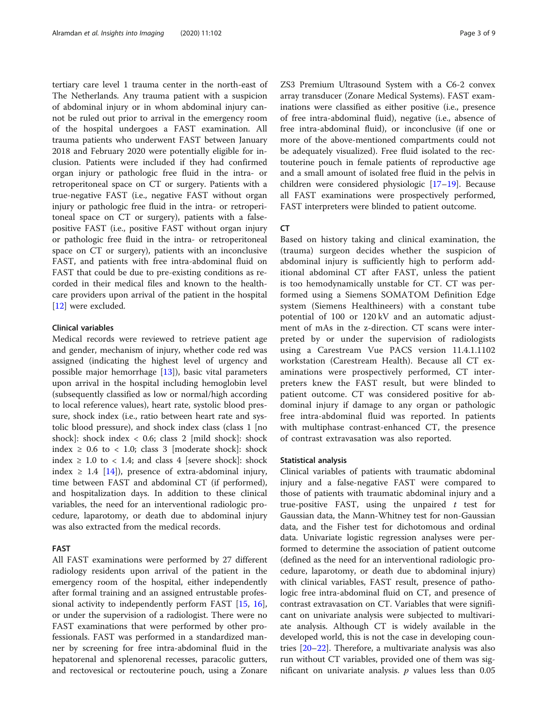tertiary care level 1 trauma center in the north-east of The Netherlands. Any trauma patient with a suspicion of abdominal injury or in whom abdominal injury cannot be ruled out prior to arrival in the emergency room of the hospital undergoes a FAST examination. All trauma patients who underwent FAST between January 2018 and February 2020 were potentially eligible for inclusion. Patients were included if they had confirmed organ injury or pathologic free fluid in the intra- or retroperitoneal space on CT or surgery. Patients with a true-negative FAST (i.e., negative FAST without organ injury or pathologic free fluid in the intra- or retroperitoneal space on CT or surgery), patients with a false-positive FAST (i.e., positive FAST without organ injury or pathologic free fluid in the intra- or retroperitoneal space on CT or surgery), patients with an inconclusive FAST, and patients with free intra-abdominal fluid on FAST that could be due to pre-existing conditions as recorded in their medical files and known to the healthcare providers upon arrival of the patient in the hospital [12] were excluded.

### Clinical variables

Medical records were reviewed to retrieve patient age and gender, mechanism of injury, whether code red was assigned (indicating the highest level of urgency and possible major hemorrhage [13]), basic vital parameters upon arrival in the hospital including hemoglobin level (subsequently classified as low or normal/high according to local reference values), heart rate, systolic blood pressure, shock index (i.e., ratio between heart rate and systolic blood pressure), and shock index class (class 1 [no shock]: shock index < 0.6; class 2 [mild shock]: shock index ≥ 0.6 to < 1.0; class 3 [moderate shock]: shock index ≥ 1.0 to < 1.4; and class 4 [severe shock]: shock index ≥ 1.4 [14]), presence of extra-abdominal injury, time between FAST and abdominal CT (if performed), and hospitalization days. In addition to these clinical variables, the need for an interventional radiologic procedure, laparotomy, or death due to abdominal injury was also extracted from the medical records.

### FAST

All FAST examinations were performed by 27 different radiology residents upon arrival of the patient in the emergency room of the hospital, either independently after formal training and an assigned entrustable professional activity to independently perform FAST [15, 16], or under the supervision of a radiologist. There were no FAST examinations that were performed by other professionals. FAST was performed in a standardized manner by screening for free intra-abdominal fluid in the hepatorenal and splenorenal recesses, paracolic gutters, and rectovesical or rectouterine pouch, using a Zonare ZS3 Premium Ultrasound System with a C6-2 convex array transducer (Zonare Medical Systems). FAST examinations were classified as either positive (i.e., presence of free intra-abdominal fluid), negative (i.e., absence of free intra-abdominal fluid), or inconclusive (if one or more of the above-mentioned compartments could not be adequately visualized). Free fluid isolated to the rectouterine pouch in female patients of reproductive age and a small amount of isolated free fluid in the pelvis in children were considered physiologic [17–19]. Because all FAST examinations were prospectively performed, FAST interpreters were blinded to patient outcome.

### CT

Based on history taking and clinical examination, the (trauma) surgeon decides whether the suspicion of abdominal injury is sufficiently high to perform additional abdominal CT after FAST, unless the patient is too hemodynamically unstable for CT. CT was performed using a Siemens SOMATOM Definition Edge system (Siemens Healthineers) with a constant tube potential of 100 or 120 kV and an automatic adjustment of mAs in the z-direction. CT scans were interpreted by or under the supervision of radiologists using a Carestream Vue PACS version 11.4.1.1102 workstation (Carestream Health). Because all CT examinations were prospectively performed, CT interpreters knew the FAST result, but were blinded to patient outcome. CT was considered positive for abdominal injury if damage to any organ or pathologic free intra-abdominal fluid was reported. In patients with multiphase contrast-enhanced CT, the presence of contrast extravasation was also reported.

### Statistical analysis

Clinical variables of patients with traumatic abdominal injury and a false-negative FAST were compared to those of patients with traumatic abdominal injury and a true-positive FAST, using the unpaired *t* test for Gaussian data, the Mann-Whitney test for non-Gaussian data, and the Fisher test for dichotomous and ordinal data. Univariate logistic regression analyses were performed to determine the association of patient outcome (defined as the need for an interventional radiologic procedure, laparotomy, or death due to abdominal injury) with clinical variables, FAST result, presence of pathologic free intra-abdominal fluid on CT, and presence of contrast extravasation on CT. Variables that were significant on univariate analysis were subjected to multivariate analysis. Although CT is widely available in the developed world, this is not the case in developing countries [20–22]. Therefore, a multivariate analysis was also run without CT variables, provided one of them was significant on univariate analysis. *p* values less than 0.05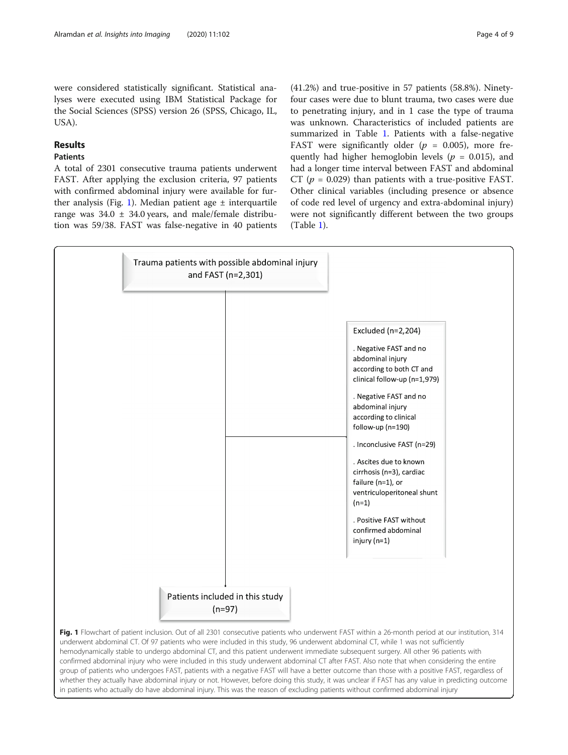were considered statistically significant. Statistical analyses were executed using IBM Statistical Package for the Social Sciences (SPSS) version 26 (SPSS, Chicago, IL, USA).

## Results

### Patients

A total of 2301 consecutive trauma patients underwent FAST. After applying the exclusion criteria, 97 patients with confirmed abdominal injury were available for further analysis (Fig. 1). Median patient age ± interquartile range was 34.0 ± 34.0 years, and male/female distribution was 59/38. FAST was false-negative in 40 patients (41.2%) and true-positive in 57 patients (58.8%). Ninety-four cases were due to blunt trauma, two cases were due to penetrating injury, and in 1 case the type of trauma was unknown. Characteristics of included patients are summarized in Table 1. Patients with a false-negative FAST were significantly older ($p$ = 0.005), more frequently had higher hemoglobin levels ($p$ = 0.015), and had a longer time interval between FAST and abdominal CT ($p$ = 0.029) than patients with a true-positive FAST. Other clinical variables (including presence or absence of code red level of urgency and extra-abdominal injury) were not significantly different between the two groups (Table 1).

Trauma patients with possible abdominal injury and FAST (n=2,301)

Excluded (n=2,204)

- Negative FAST and no abdominal injury according to both CT and clinical follow-up (n=1,979)
- Negative FAST and no abdominal injury according to clinical follow-up (n=190)
- Inconclusive FAST (n=29)
- Ascites due to known cirrhosis (n=3), cardiac failure (n=1), or ventriculoperitoneal shunt (n=1)
- Positive FAST without confirmed abdominal injury (n=1)

Patients included in this study (n=97)

**Fig. 1** Flowchart of patient inclusion. Out of all 2301 consecutive patients who underwent FAST within a 26-month period at our institution, 314 underwent abdominal CT. Of 97 patients who were included in this study, 96 underwent abdominal CT, while 1 was not sufficiently hemodynamically stable to undergo abdominal CT, and this patient underwent immediate subsequent surgery. All other 96 patients with confirmed abdominal injury who were included in this study underwent abdominal CT after FAST. Also note that when considering the entire group of patients who undergoes FAST, patients with a negative FAST will have a better outcome than those with a positive FAST, regardless of whether they actually have abdominal injury or not. However, before doing this study, it was unclear if FAST has any value in predicting outcome in patients who actually do have abdominal injury. This was the reason of excluding patients without confirmed abdominal injury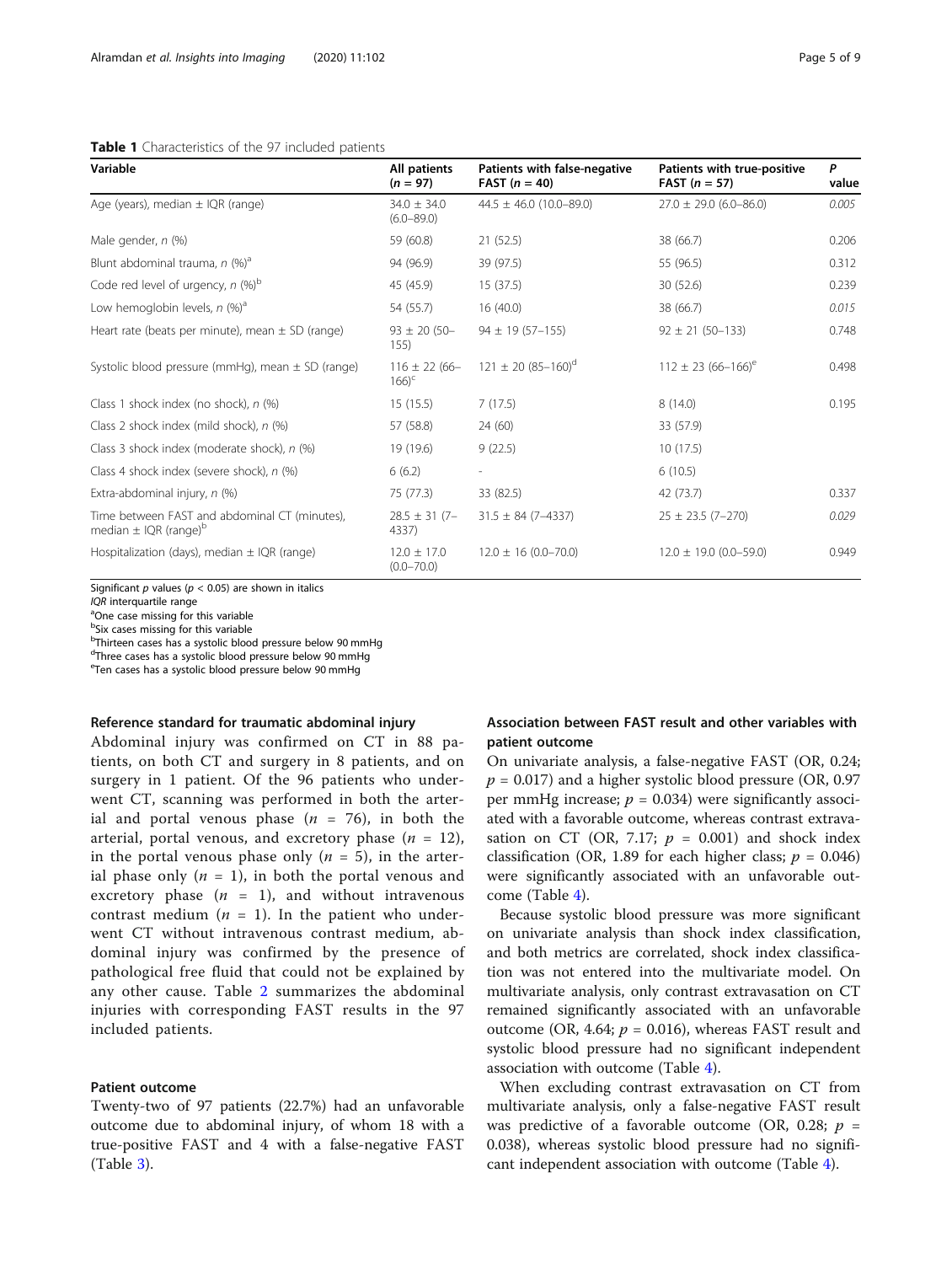**Table 1** Characteristics of the 97 included patients

| Variable | All patients (*n* = 97) | Patients with false-negative FAST (*n* = 40) | Patients with true-positive FAST (*n* = 57) | *P* value |
|---|---|---|---|---|
| Age (years), median ± IQR (range) | 34.0 ± 34.0 (6.0–89.0) | 44.5 ± 46.0 (10.0–89.0) | 27.0 ± 29.0 (6.0–86.0) | *0.005* |
| Male gender, *n* (%) | 59 (60.8) | 21 (52.5) | 38 (66.7) | 0.206 |
| Blunt abdominal trauma, *n* (%)[a] | 94 (96.9) | 39 (97.5) | 55 (96.5) | 0.312 |
| Code red level of urgency, *n* (%)[b] | 45 (45.9) | 15 (37.5) | 30 (52.6) | 0.239 |
| Low hemoglobin levels, *n* (%)[a] | 54 (55.7) | 16 (40.0) | 38 (66.7) | *0.015* |
| Heart rate (beats per minute), mean ± SD (range) | 93 ± 20 (50–155) | 94 ± 19 (57–155) | 92 ± 21 (50–133) | 0.748 |
| Systolic blood pressure (mmHg), mean ± SD (range) | 116 ± 22 (66–166)[c] | 121 ± 20 (85–160)[d] | 112 ± 23 (66–166)[e] | 0.498 |
| Class 1 shock index (no shock), *n* (%) | 15 (15.5) | 7 (17.5) | 8 (14.0) | 0.195 |
| Class 2 shock index (mild shock), *n* (%) | 57 (58.8) | 24 (60) | 33 (57.9) | |
| Class 3 shock index (moderate shock), *n* (%) | 19 (19.6) | 9 (22.5) | 10 (17.5) | |
| Class 4 shock index (severe shock), *n* (%) | 6 (6.2) | - | 6 (10.5) | |
| Extra-abdominal injury, *n* (%) | 75 (77.3) | 33 (82.5) | 42 (73.7) | 0.337 |
| Time between FAST and abdominal CT (minutes), median ± IQR (range)[b] | 28.5 ± 31 (7–4337) | 31.5 ± 84 (7–4337) | 25 ± 23.5 (7–270) | *0.029* |
| Hospitalization (days), median ± IQR (range) | 12.0 ± 17.0 (0.0–70.0) | 12.0 ± 16 (0.0–70.0) | 12.0 ± 19.0 (0.0–59.0) | 0.949 |

Significant *p* values ($p < 0.05$) are shown in italics
*IQR* interquartile range
[a]One case missing for this variable
[b]Six cases missing for this variable
[b]Thirteen cases has a systolic blood pressure below 90 mmHg
[d]Three cases has a systolic blood pressure below 90 mmHg
[e]Ten cases has a systolic blood pressure below 90 mmHg

#### Reference standard for traumatic abdominal injury

Abdominal injury was confirmed on CT in 88 patients, on both CT and surgery in 8 patients, and on surgery in 1 patient. Of the 96 patients who underwent CT, scanning was performed in both the arterial and portal venous phase ($n$ = 76), in both the arterial, portal venous, and excretory phase ($n$ = 12), in the portal venous phase only ($n$ = 5), in the arterial phase only ($n$ = 1), in both the portal venous and excretory phase ($n$ = 1), and without intravenous contrast medium ($n$ = 1). In the patient who underwent CT without intravenous contrast medium, abdominal injury was confirmed by the presence of pathological free fluid that could not be explained by any other cause. Table 2 summarizes the abdominal injuries with corresponding FAST results in the 97 included patients.

#### Patient outcome

Twenty-two of 97 patients (22.7%) had an unfavorable outcome due to abdominal injury, of whom 18 with a true-positive FAST and 4 with a false-negative FAST (Table 3).

#### Association between FAST result and other variables with patient outcome

On univariate analysis, a false-negative FAST (OR, 0.24; $p$ = 0.017) and a higher systolic blood pressure (OR, 0.97 per mmHg increase; $p$ = 0.034) were significantly associated with a favorable outcome, whereas contrast extravasation on CT (OR, 7.17; $p$ = 0.001) and shock index classification (OR, 1.89 for each higher class; $p$ = 0.046) were significantly associated with an unfavorable outcome (Table 4).

Because systolic blood pressure was more significant on univariate analysis than shock index classification, and both metrics are correlated, shock index classification was not entered into the multivariate model. On multivariate analysis, only contrast extravasation on CT remained significantly associated with an unfavorable outcome (OR, 4.64; $p$ = 0.016), whereas FAST result and systolic blood pressure had no significant independent association with outcome (Table 4).

When excluding contrast extravasation on CT from multivariate analysis, only a false-negative FAST result was predictive of a favorable outcome (OR, 0.28; $p$ = 0.038), whereas systolic blood pressure had no significant independent association with outcome (Table 4).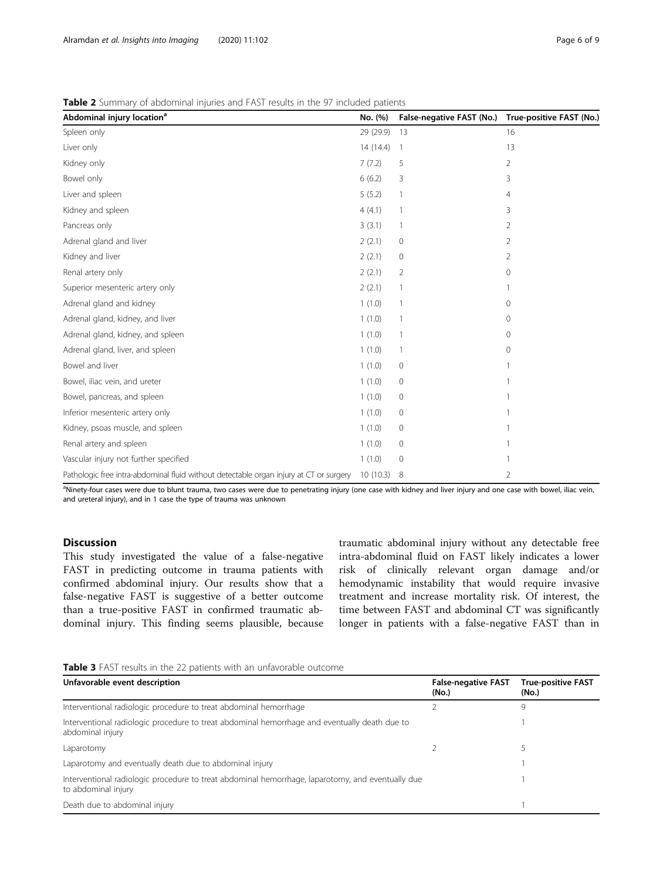**Table 2** Summary of abdominal injuries and FAST results in the 97 included patients

| Abdominal injury location[a] | No. (%) | False-negative FAST (No.) | True-positive FAST (No.) |
|---|---|---|---|
| Spleen only | 29 (29.9) | 13 | 16 |
| Liver only | 14 (14.4) | 1 | 13 |
| Kidney only | 7 (7.2) | 5 | 2 |
| Bowel only | 6 (6.2) | 3 | 3 |
| Liver and spleen | 5 (5.2) | 1 | 4 |
| Kidney and spleen | 4 (4.1) | 1 | 3 |
| Pancreas only | 3 (3.1) | 1 | 2 |
| Adrenal gland and liver | 2 (2.1) | 0 | 2 |
| Kidney and liver | 2 (2.1) | 0 | 2 |
| Renal artery only | 2 (2.1) | 2 | 0 |
| Superior mesenteric artery only | 2 (2.1) | 1 | 1 |
| Adrenal gland and kidney | 1 (1.0) | 1 | 0 |
| Adrenal gland, kidney, and liver | 1 (1.0) | 1 | 0 |
| Adrenal gland, kidney, and spleen | 1 (1.0) | 1 | 0 |
| Adrenal gland, liver, and spleen | 1 (1.0) | 1 | 0 |
| Bowel and liver | 1 (1.0) | 0 | 1 |
| Bowel, iliac vein, and ureter | 1 (1.0) | 0 | 1 |
| Bowel, pancreas, and spleen | 1 (1.0) | 0 | 1 |
| Inferior mesenteric artery only | 1 (1.0) | 0 | 1 |
| Kidney, psoas muscle, and spleen | 1 (1.0) | 0 | 1 |
| Renal artery and spleen | 1 (1.0) | 0 | 1 |
| Vascular injury not further specified | 1 (1.0) | 0 | 1 |
| Pathologic free intra-abdominal fluid without detectable organ injury at CT or surgery | 10 (10.3) | 8 | 2 |

[a]Ninety-four cases were due to blunt trauma, two cases were due to penetrating injury (one case with kidney and liver injury and one case with bowel, iliac vein, and ureteral injury), and in 1 case the type of trauma was unknown

## Discussion

This study investigated the value of a false-negative FAST in predicting outcome in trauma patients with confirmed abdominal injury. Our results show that a false-negative FAST is suggestive of a better outcome than a true-positive FAST in confirmed traumatic abdominal injury. This finding seems plausible, because traumatic abdominal injury without any detectable free intra-abdominal fluid on FAST likely indicates a lower risk of clinically relevant organ damage and/or hemodynamic instability that would require invasive treatment and increase mortality risk. Of interest, the time between FAST and abdominal CT was significantly longer in patients with a false-negative FAST than in

**Table 3** FAST results in the 22 patients with an unfavorable outcome

| Unfavorable event description | False-negative FAST (No.) | True-positive FAST (No.) |
|---|---|---|
| Interventional radiologic procedure to treat abdominal hemorrhage | 2 | 9 |
| Interventional radiologic procedure to treat abdominal hemorrhage and eventually death due to abdominal injury | | 1 |
| Laparotomy | 2 | 5 |
| Laparotomy and eventually death due to abdominal injury | | 1 |
| Interventional radiologic procedure to treat abdominal hemorrhage, laparotomy, and eventually due to abdominal injury | | 1 |
| Death due to abdominal injury | | 1 |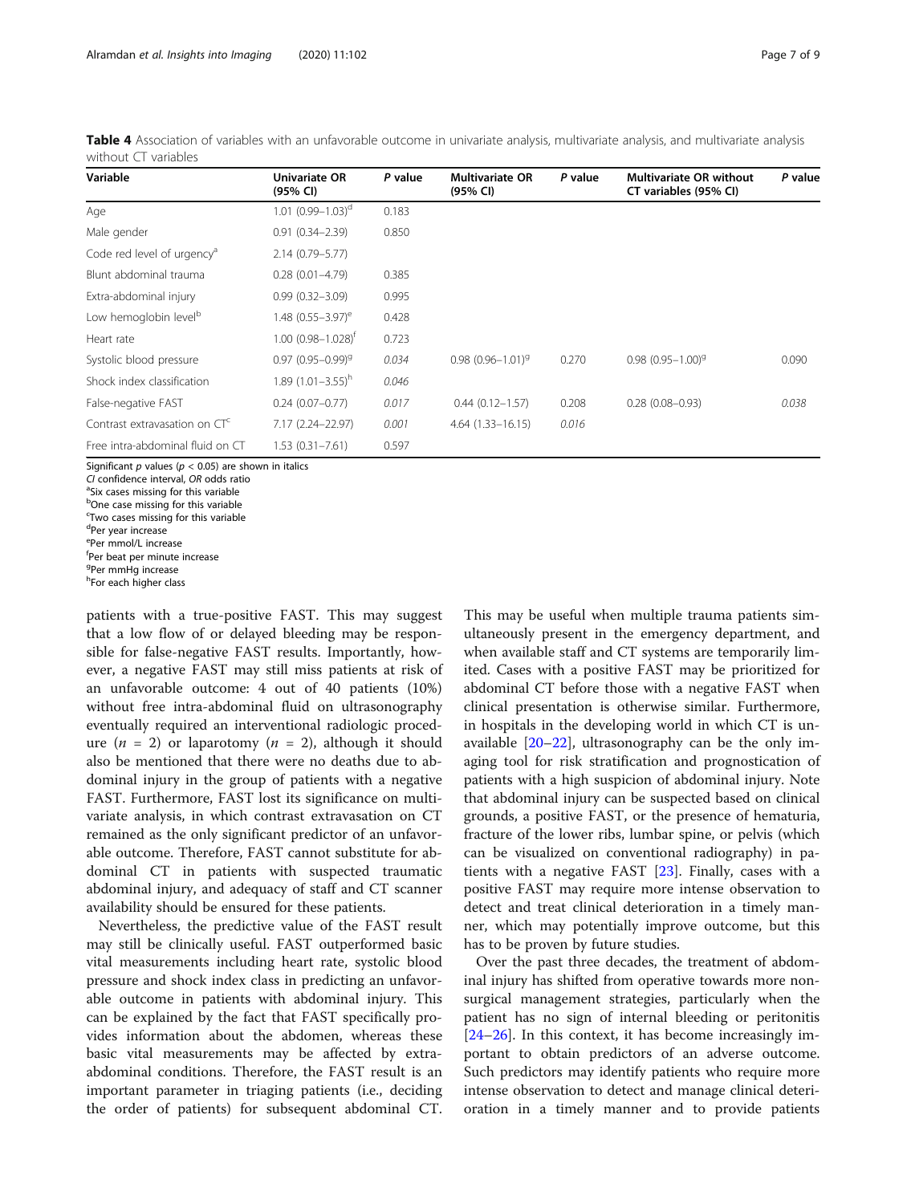**Table 4** Association of variables with an unfavorable outcome in univariate analysis, multivariate analysis, and multivariate analysis without CT variables

| Variable | Univariate OR (95% CI) | P value | Multivariate OR (95% CI) | P value | Multivariate OR without CT variables (95% CI) | P value |
|---|---|---|---|---|---|---|
| Age | 1.01 (0.99–1.03)[d] | 0.183 | | | | |
| Male gender | 0.91 (0.34–2.39) | 0.850 | | | | |
| Code red level of urgency[a] | 2.14 (0.79–5.77) | | | | | |
| Blunt abdominal trauma | 0.28 (0.01–4.79) | 0.385 | | | | |
| Extra-abdominal injury | 0.99 (0.32–3.09) | 0.995 | | | | |
| Low hemoglobin level[b] | 1.48 (0.55–3.97)[e] | 0.428 | | | | |
| Heart rate | 1.00 (0.98–1.028)[f] | 0.723 | | | | |
| Systolic blood pressure | 0.97 (0.95–0.99)[g] | *0.034* | 0.98 (0.96–1.01)[g] | 0.270 | 0.98 (0.95–1.00)[g] | 0.090 |
| Shock index classification | 1.89 (1.01–3.55)[h] | *0.046* | | | | |
| False-negative FAST | 0.24 (0.07–0.77) | *0.017* | 0.44 (0.12–1.57) | 0.208 | 0.28 (0.08–0.93) | *0.038* |
| Contrast extravasation on CT[c] | 7.17 (2.24–22.97) | *0.001* | 4.64 (1.33–16.15) | *0.016* | | |
| Free intra-abdominal fluid on CT | 1.53 (0.31–7.61) | 0.597 | | | | |

Significant *p* values ($p < 0.05$) are shown in italics
*CI* confidence interval, *OR* odds ratio
[a]Six cases missing for this variable
[b]One case missing for this variable
[c]Two cases missing for this variable
[d]Per year increase
[e]Per mmol/L increase
[f]Per beat per minute increase
[g]Per mmHg increase
[h]For each higher class

patients with a true-positive FAST. This may suggest that a low flow of or delayed bleeding may be responsible for false-negative FAST results. Importantly, however, a negative FAST may still miss patients at risk of an unfavorable outcome: 4 out of 40 patients (10%) without free intra-abdominal fluid on ultrasonography eventually required an interventional radiologic procedure ($n$ = 2) or laparotomy ($n$ = 2), although it should also be mentioned that there were no deaths due to abdominal injury in the group of patients with a negative FAST. Furthermore, FAST lost its significance on multivariate analysis, in which contrast extravasation on CT remained as the only significant predictor of an unfavorable outcome. Therefore, FAST cannot substitute for abdominal CT in patients with suspected traumatic abdominal injury, and adequacy of staff and CT scanner availability should be ensured for these patients.

Nevertheless, the predictive value of the FAST result may still be clinically useful. FAST outperformed basic vital measurements including heart rate, systolic blood pressure and shock index class in predicting an unfavorable outcome in patients with abdominal injury. This can be explained by the fact that FAST specifically provides information about the abdomen, whereas these basic vital measurements may be affected by extra-abdominal conditions. Therefore, the FAST result is an important parameter in triaging patients (i.e., deciding the order of patients) for subsequent abdominal CT. This may be useful when multiple trauma patients simultaneously present in the emergency department, and when available staff and CT systems are temporarily limited. Cases with a positive FAST may be prioritized for abdominal CT before those with a negative FAST when clinical presentation is otherwise similar. Furthermore, in hospitals in the developing world in which CT is unavailable [20–22], ultrasonography can be the only imaging tool for risk stratification and prognostication of patients with a high suspicion of abdominal injury. Note that abdominal injury can be suspected based on clinical grounds, a positive FAST, or the presence of hematuria, fracture of the lower ribs, lumbar spine, or pelvis (which can be visualized on conventional radiography) in patients with a negative FAST [23]. Finally, cases with a positive FAST may require more intense observation to detect and treat clinical deterioration in a timely manner, which may potentially improve outcome, but this has to be proven by future studies.

Over the past three decades, the treatment of abdominal injury has shifted from operative towards more nonsurgical management strategies, particularly when the patient has no sign of internal bleeding or peritonitis [24–26]. In this context, it has become increasingly important to obtain predictors of an adverse outcome. Such predictors may identify patients who require more intense observation to detect and manage clinical deterioration in a timely manner and to provide patients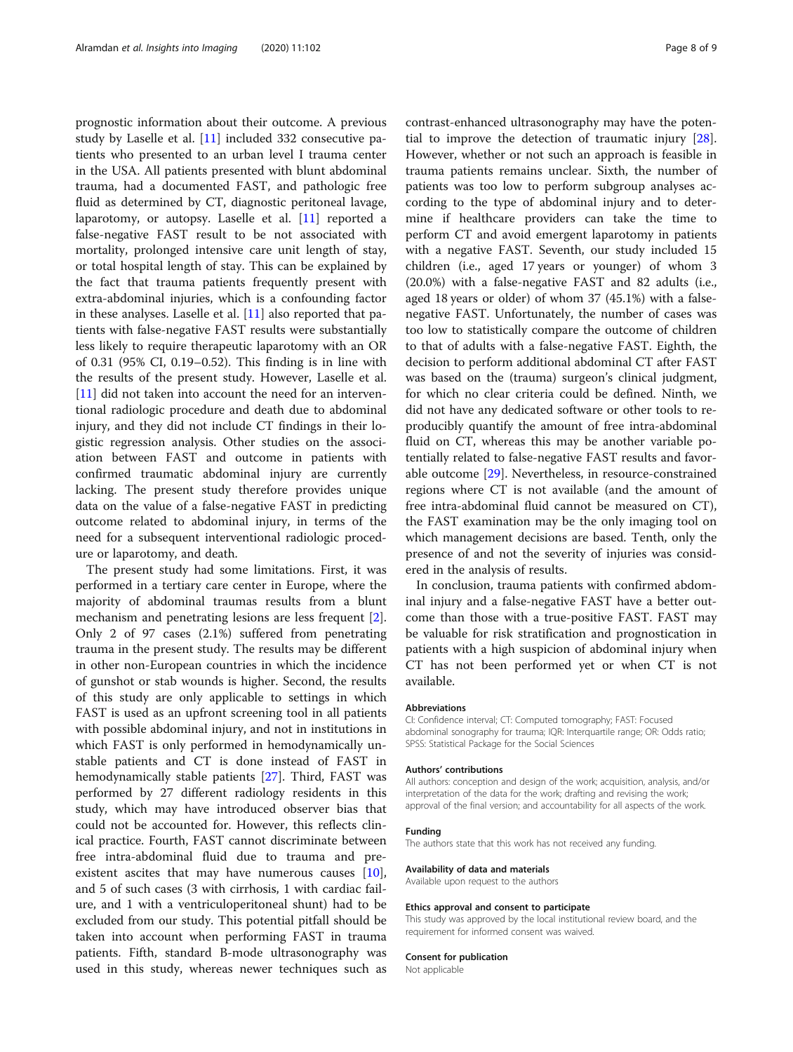prognostic information about their outcome. A previous study by Laselle et al. [11] included 332 consecutive patients who presented to an urban level I trauma center in the USA. All patients presented with blunt abdominal trauma, had a documented FAST, and pathologic free fluid as determined by CT, diagnostic peritoneal lavage, laparotomy, or autopsy. Laselle et al. [11] reported a false-negative FAST result to be not associated with mortality, prolonged intensive care unit length of stay, or total hospital length of stay. This can be explained by the fact that trauma patients frequently present with extra-abdominal injuries, which is a confounding factor in these analyses. Laselle et al. [11] also reported that patients with false-negative FAST results were substantially less likely to require therapeutic laparotomy with an OR of 0.31 (95% CI, 0.19–0.52). This finding is in line with the results of the present study. However, Laselle et al. [11] did not taken into account the need for an interventional radiologic procedure and death due to abdominal injury, and they did not include CT findings in their logistic regression analysis. Other studies on the association between FAST and outcome in patients with confirmed traumatic abdominal injury are currently lacking. The present study therefore provides unique data on the value of a false-negative FAST in predicting outcome related to abdominal injury, in terms of the need for a subsequent interventional radiologic procedure or laparotomy, and death.

The present study had some limitations. First, it was performed in a tertiary care center in Europe, where the majority of abdominal traumas results from a blunt mechanism and penetrating lesions are less frequent [2]. Only 2 of 97 cases (2.1%) suffered from penetrating trauma in the present study. The results may be different in other non-European countries in which the incidence of gunshot or stab wounds is higher. Second, the results of this study are only applicable to settings in which FAST is used as an upfront screening tool in all patients with possible abdominal injury, and not in institutions in which FAST is only performed in hemodynamically unstable patients and CT is done instead of FAST in hemodynamically stable patients [27]. Third, FAST was performed by 27 different radiology residents in this study, which may have introduced observer bias that could not be accounted for. However, this reflects clinical practice. Fourth, FAST cannot discriminate between free intra-abdominal fluid due to trauma and pre-existent ascites that may have numerous causes [10], and 5 of such cases (3 with cirrhosis, 1 with cardiac failure, and 1 with a ventriculoperitoneal shunt) had to be excluded from our study. This potential pitfall should be taken into account when performing FAST in trauma patients. Fifth, standard B-mode ultrasonography was used in this study, whereas newer techniques such as contrast-enhanced ultrasonography may have the potential to improve the detection of traumatic injury [28]. However, whether or not such an approach is feasible in trauma patients remains unclear. Sixth, the number of patients was too low to perform subgroup analyses according to the type of abdominal injury and to determine if healthcare providers can take the time to perform CT and avoid emergent laparotomy in patients with a negative FAST. Seventh, our study included 15 children (i.e., aged 17 years or younger) of whom 3 (20.0%) with a false-negative FAST and 82 adults (i.e., aged 18 years or older) of whom 37 (45.1%) with a false-negative FAST. Unfortunately, the number of cases was too low to statistically compare the outcome of children to that of adults with a false-negative FAST. Eighth, the decision to perform additional abdominal CT after FAST was based on the (trauma) surgeon's clinical judgment, for which no clear criteria could be defined. Ninth, we did not have any dedicated software or other tools to reproducibly quantify the amount of free intra-abdominal fluid on CT, whereas this may be another variable potentially related to false-negative FAST results and favorable outcome [29]. Nevertheless, in resource-constrained regions where CT is not available (and the amount of free intra-abdominal fluid cannot be measured on CT), the FAST examination may be the only imaging tool on which management decisions are based. Tenth, only the presence of and not the severity of injuries was considered in the analysis of results.

In conclusion, trauma patients with confirmed abdominal injury and a false-negative FAST have a better outcome than those with a true-positive FAST. FAST may be valuable for risk stratification and prognostication in patients with a high suspicion of abdominal injury when CT has not been performed yet or when CT is not available.

#### Abbreviations

CI: Confidence interval; CT: Computed tomography; FAST: Focused abdominal sonography for trauma; IQR: Interquartile range; OR: Odds ratio; SPSS: Statistical Package for the Social Sciences

#### Authors' contributions

All authors: conception and design of the work; acquisition, analysis, and/or interpretation of the data for the work; drafting and revising the work; approval of the final version; and accountability for all aspects of the work.

#### Funding

The authors state that this work has not received any funding.

#### Availability of data and materials

Available upon request to the authors

#### Ethics approval and consent to participate

This study was approved by the local institutional review board, and the requirement for informed consent was waived.

#### Consent for publication

Not applicable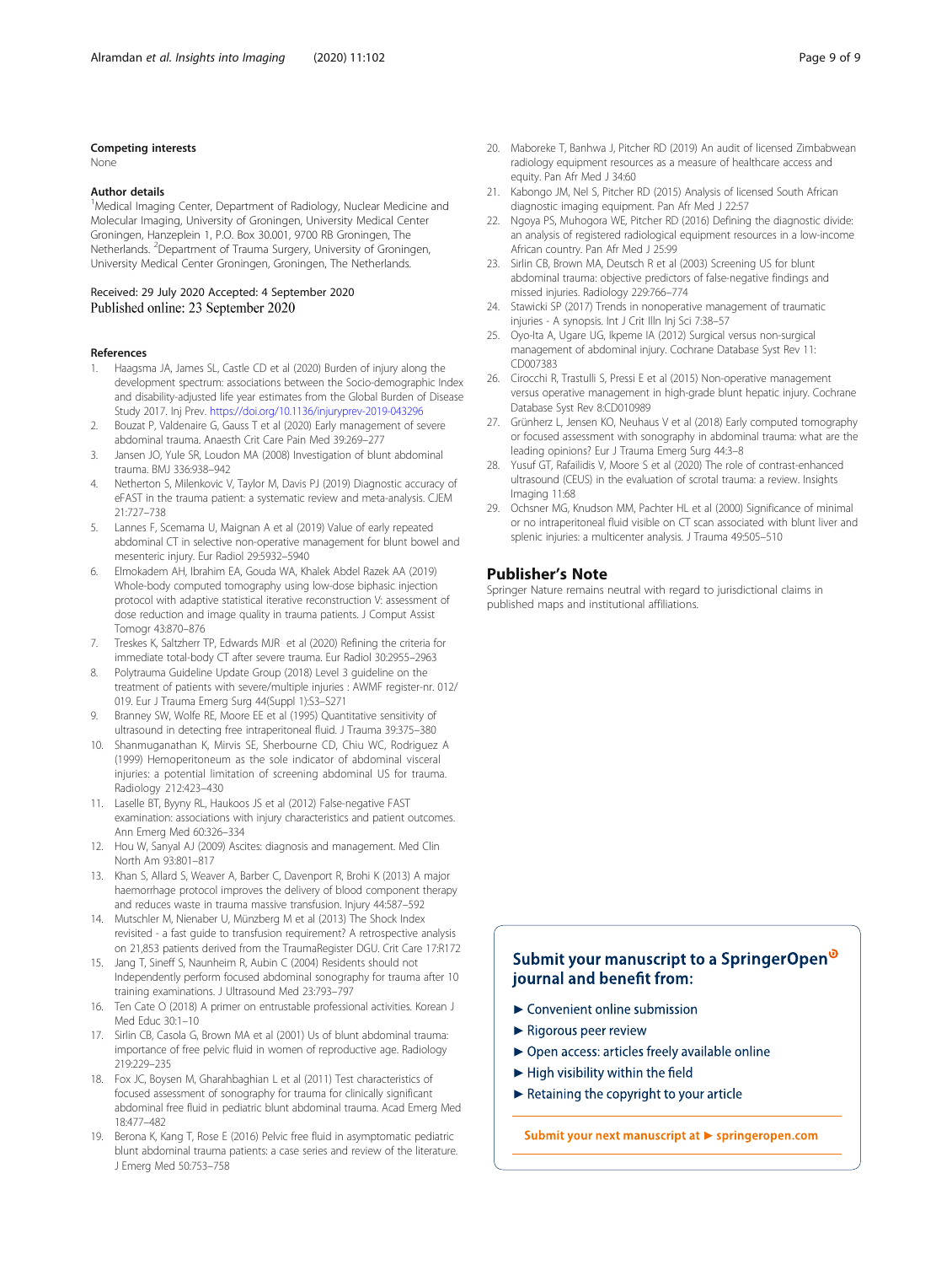**Competing interests**

None

**Author details**

[1]Medical Imaging Center, Department of Radiology, Nuclear Medicine and Molecular Imaging, University of Groningen, University Medical Center Groningen, Hanzeplein 1, P.O. Box 30.001, 9700 RB Groningen, The Netherlands. [2]Department of Trauma Surgery, University of Groningen, University Medical Center Groningen, Groningen, The Netherlands.

Received: 29 July 2020 Accepted: 4 September 2020
Published online: 23 September 2020

## References

1. Haagsma JA, James SL, Castle CD et al (2020) Burden of injury along the development spectrum: associations between the Socio-demographic Index and disability-adjusted life year estimates from the Global Burden of Disease Study 2017. Inj Prev. https://doi.org/10.1136/injuryprev-2019-043296
2. Bouzat P, Valdenaire G, Gauss T et al (2020) Early management of severe abdominal trauma. Anaesth Crit Care Pain Med 39:269–277
3. Jansen JO, Yule SR, Loudon MA (2008) Investigation of blunt abdominal trauma. BMJ 336:938–942
4. Netherton S, Milenkovic V, Taylor M, Davis PJ (2019) Diagnostic accuracy of eFAST in the trauma patient: a systematic review and meta-analysis. CJEM 21:727–738
5. Lannes F, Scemama U, Maignan A et al (2019) Value of early repeated abdominal CT in selective non-operative management for blunt bowel and mesenteric injury. Eur Radiol 29:5932–5940
6. Elmokadem AH, Ibrahim EA, Gouda WA, Khalek Abdel Razek AA (2019) Whole-body computed tomography using low-dose biphasic injection protocol with adaptive statistical iterative reconstruction V: assessment of dose reduction and image quality in trauma patients. J Comput Assist Tomogr 43:870–876
7. Treskes K, Saltzherr TP, Edwards MJR et al (2020) Refining the criteria for immediate total-body CT after severe trauma. Eur Radiol 30:2955–2963
8. Polytrauma Guideline Update Group (2018) Level 3 guideline on the treatment of patients with severe/multiple injuries : AWMF register-nr. 012/019. Eur J Trauma Emerg Surg 44(Suppl 1):S3–S271
9. Branney SW, Wolfe RE, Moore EE et al (1995) Quantitative sensitivity of ultrasound in detecting free intraperitoneal fluid. J Trauma 39:375–380
10. Shanmuganathan K, Mirvis SE, Sherbourne CD, Chiu WC, Rodriguez A (1999) Hemoperitoneum as the sole indicator of abdominal visceral injuries: a potential limitation of screening abdominal US for trauma. Radiology 212:423–430
11. Laselle BT, Byyny RL, Haukoos JS et al (2012) False-negative FAST examination: associations with injury characteristics and patient outcomes. Ann Emerg Med 60:326–334
12. Hou W, Sanyal AJ (2009) Ascites: diagnosis and management. Med Clin North Am 93:801–817
13. Khan S, Allard S, Weaver A, Barber C, Davenport R, Brohi K (2013) A major haemorrhage protocol improves the delivery of blood component therapy and reduces waste in trauma massive transfusion. Injury 44:587–592
14. Mutschler M, Nienaber U, Münzberg M et al (2013) The Shock Index revisited - a fast guide to transfusion requirement? A retrospective analysis on 21,853 patients derived from the TraumaRegister DGU. Crit Care 17:R172
15. Jang T, Sineff S, Naunheim R, Aubin C (2004) Residents should not independently perform focused abdominal sonography for trauma after 10 training examinations. J Ultrasound Med 23:793–797
16. Ten Cate O (2018) A primer on entrustable professional activities. Korean J Med Educ 30:1–10
17. Sirlin CB, Casola G, Brown MA et al (2001) Us of blunt abdominal trauma: importance of free pelvic fluid in women of reproductive age. Radiology 219:229–235
18. Fox JC, Boysen M, Gharahbaghian L et al (2011) Test characteristics of focused assessment of sonography for trauma for clinically significant abdominal free fluid in pediatric blunt abdominal trauma. Acad Emerg Med 18:477–482
19. Berona K, Kang T, Rose E (2016) Pelvic free fluid in asymptomatic pediatric blunt abdominal trauma patients: a case series and review of the literature. J Emerg Med 50:753–758
20. Maboreke T, Banhwa J, Pitcher RD (2019) An audit of licensed Zimbabwean radiology equipment resources as a measure of healthcare access and equity. Pan Afr Med J 34:60
21. Kabongo JM, Nel S, Pitcher RD (2015) Analysis of licensed South African diagnostic imaging equipment. Pan Afr Med J 22:57
22. Ngoya PS, Muhogora WE, Pitcher RD (2016) Defining the diagnostic divide: an analysis of registered radiological equipment resources in a low-income African country. Pan Afr Med J 25:99
23. Sirlin CB, Brown MA, Deutsch R et al (2003) Screening US for blunt abdominal trauma: objective predictors of false-negative findings and missed injuries. Radiology 229:766–774
24. Stawicki SP (2017) Trends in nonoperative management of traumatic injuries - A synopsis. Int J Crit Illn Inj Sci 7:38–57
25. Oyo-Ita A, Ugare UG, Ikpeme IA (2012) Surgical versus non-surgical management of abdominal injury. Cochrane Database Syst Rev 11:CD007383
26. Cirocchi R, Trastulli S, Pressi E et al (2015) Non-operative management versus operative management in high-grade blunt hepatic injury. Cochrane Database Syst Rev 8:CD010989
27. Grünherz L, Jensen KO, Neuhaus V et al (2018) Early computed tomography or focused assessment with sonography in abdominal trauma: what are the leading opinions? Eur J Trauma Emerg Surg 44:3–8
28. Yusuf GT, Rafailidis V, Moore S et al (2020) The role of contrast-enhanced ultrasound (CEUS) in the evaluation of scrotal trauma: a review. Insights Imaging 11:68
29. Ochsner MG, Knudson MM, Pachter HL et al (2000) Significance of minimal or no intraperitoneal fluid visible on CT scan associated with blunt liver and splenic injuries: a multicenter analysis. J Trauma 49:505–510

## Publisher's Note

Springer Nature remains neutral with regard to jurisdictional claims in published maps and institutional affiliations.

**Submit your manuscript to a SpringerOpen journal and benefit from:**

- ► Convenient online submission
- ► Rigorous peer review
- ► Open access: articles freely available online
- ► High visibility within the field
- ► Retaining the copyright to your article

**Submit your next manuscript at ► springeropen.com**